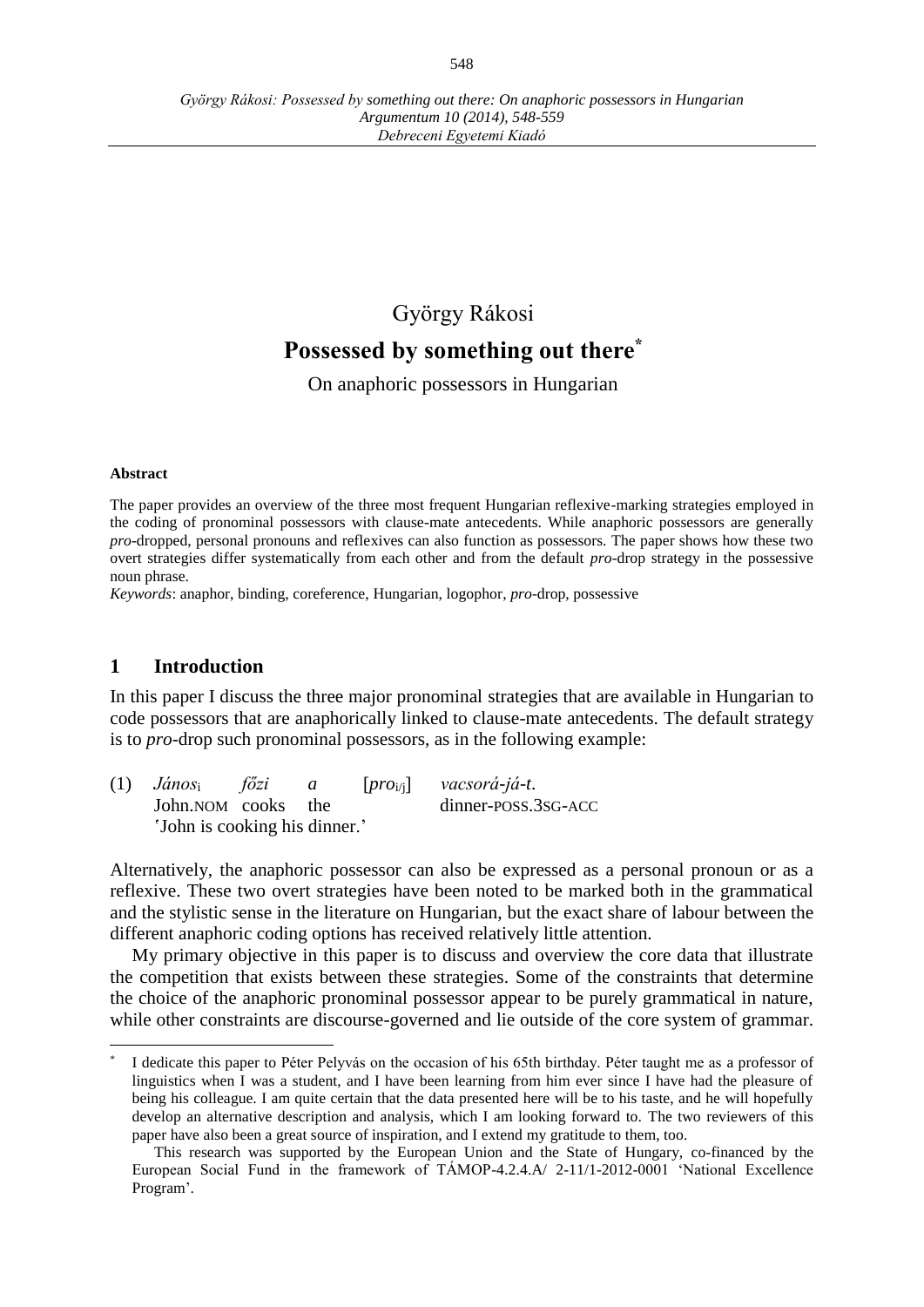György Rákosi

# Possessed by something out there[*]

On anaphoric possessors in Hungarian

**Abstract**

The paper provides an overview of the three most frequent Hungarian reflexive-marking strategies employed in the coding of pronominal possessors with clause-mate antecedents. While anaphoric possessors are generally *pro*-dropped, personal pronouns and reflexives can also function as possessors. The paper shows how these two overt strategies differ systematically from each other and from the default *pro*-drop strategy in the possessive noun phrase.

*Keywords*: anaphor, binding, coreference, Hungarian, logophor, *pro*-drop, possessive

## 1 Introduction

In this paper I discuss the three major pronominal strategies that are available in Hungarian to code possessors that are anaphorically linked to clause-mate antecedents. The default strategy is to *pro*-drop such pronominal possessors, as in the following example:

(1) *János*$_{i}$ *főzi* *a* [*pro*$_{i/j}$] *vacsorá-já-t*.
John.NOM cooks the dinner-POSS.3SG-ACC
'John is cooking his dinner.'

Alternatively, the anaphoric possessor can also be expressed as a personal pronoun or as a reflexive. These two overt strategies have been noted to be marked both in the grammatical and the stylistic sense in the literature on Hungarian, but the exact share of labour between the different anaphoric coding options has received relatively little attention.

My primary objective in this paper is to discuss and overview the core data that illustrate the competition that exists between these strategies. Some of the constraints that determine the choice of the anaphoric pronominal possessor appear to be purely grammatical in nature, while other constraints are discourse-governed and lie outside of the core system of grammar.

---

[*] I dedicate this paper to Péter Pelyvás on the occasion of his 65th birthday. Péter taught me as a professor of linguistics when I was a student, and I have been learning from him ever since I have had the pleasure of being his colleague. I am quite certain that the data presented here will be to his taste, and he will hopefully develop an alternative description and analysis, which I am looking forward to. The two reviewers of this paper have also been a great source of inspiration, and I extend my gratitude to them, too.

This research was supported by the European Union and the State of Hungary, co-financed by the European Social Fund in the framework of TÁMOP-4.2.4.A/ 2-11/1-2012-0001 'National Excellence Program'.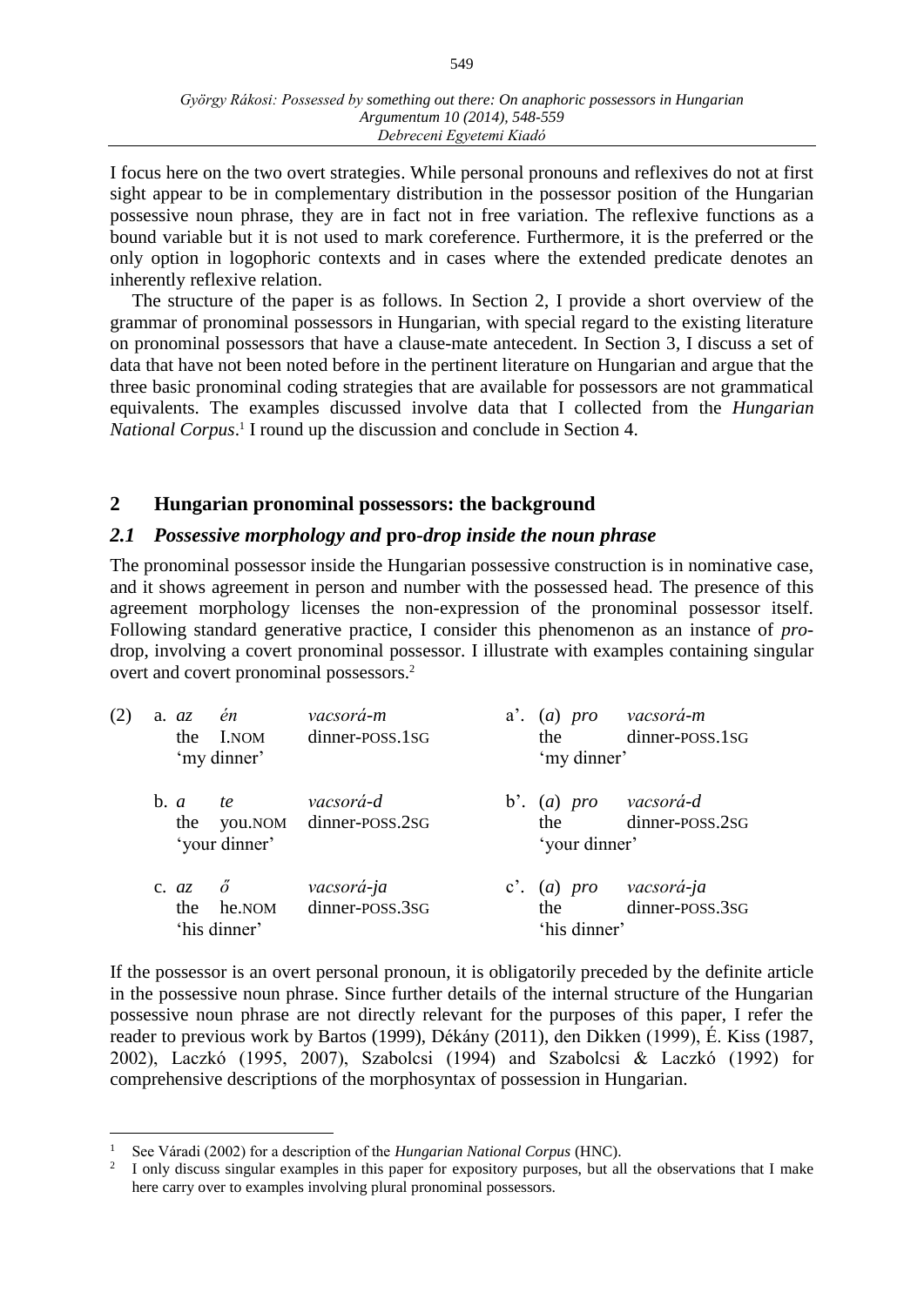I focus here on the two overt strategies. While personal pronouns and reflexives do not at first sight appear to be in complementary distribution in the possessor position of the Hungarian possessive noun phrase, they are in fact not in free variation. The reflexive functions as a bound variable but it is not used to mark coreference. Furthermore, it is the preferred or the only option in logophoric contexts and in cases where the extended predicate denotes an inherently reflexive relation.

The structure of the paper is as follows. In Section 2, I provide a short overview of the grammar of pronominal possessors in Hungarian, with special regard to the existing literature on pronominal possessors that have a clause-mate antecedent. In Section 3, I discuss a set of data that have not been noted before in the pertinent literature on Hungarian and argue that the three basic pronominal coding strategies that are available for possessors are not grammatical equivalents. The examples discussed involve data that I collected from the *Hungarian National Corpus*.[1] I round up the discussion and conclude in Section 4.

## 2 Hungarian pronominal possessors: the background

### *2.1 Possessive morphology and* pro*-drop inside the noun phrase*

The pronominal possessor inside the Hungarian possessive construction is in nominative case, and it shows agreement in person and number with the possessed head. The presence of this agreement morphology licenses the non-expression of the pronominal possessor itself. Following standard generative practice, I consider this phenomenon as an instance of *pro*-drop, involving a covert pronominal possessor. I illustrate with examples containing singular overt and covert pronominal possessors.[2]

```
(2)  a. az   én      vacsorá-m            a'. (a) pro   vacsorá-m
        the  I.NOM   dinner-POSS.1SG           the         dinner-POSS.1SG
        'my dinner'                             'my dinner'

     b. a    te      vacsorá-d            b'. (a) pro   vacsorá-d
        the  you.NOM dinner-POSS.2SG           the         dinner-POSS.2SG
        'your dinner'                           'your dinner'

     c. az   ő       vacsorá-ja           c'. (a) pro   vacsorá-ja
        the  he.NOM  dinner-POSS.3SG           the         dinner-POSS.3SG
        'his dinner'                            'his dinner'
```

If the possessor is an overt personal pronoun, it is obligatorily preceded by the definite article in the possessive noun phrase. Since further details of the internal structure of the Hungarian possessive noun phrase are not directly relevant for the purposes of this paper, I refer the reader to previous work by Bartos (1999), Dékány (2011), den Dikken (1999), É. Kiss (1987, 2002), Laczkó (1995, 2007), Szabolcsi (1994) and Szabolcsi & Laczkó (1992) for comprehensive descriptions of the morphosyntax of possession in Hungarian.

---

[1] See Váradi (2002) for a description of the *Hungarian National Corpus* (HNC).

[2] I only discuss singular examples in this paper for expository purposes, but all the observations that I make here carry over to examples involving plural pronominal possessors.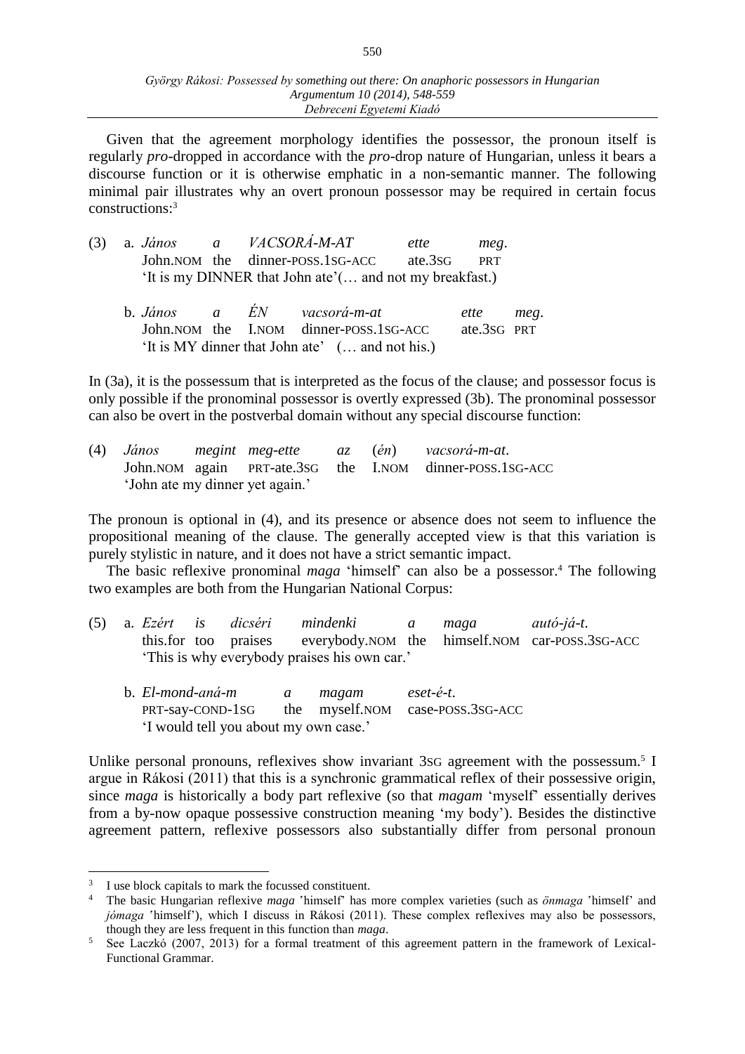Given that the agreement morphology identifies the possessor, the pronoun itself is regularly *pro*-dropped in accordance with the *pro*-drop nature of Hungarian, unless it bears a discourse function or it is otherwise emphatic in a non-semantic manner. The following minimal pair illustrates why an overt pronoun possessor may be required in certain focus constructions:[3]

(3) a. *János a VACSORÁ-M-AT ette meg.*
John.NOM the dinner-POSS.1SG-ACC ate.3SG PRT
'It is my DINNER that John ate'(… and not my breakfast.)

b. *János a ÉN vacsorá-m-at ette meg.*
John.NOM the I.NOM dinner-POSS.1SG-ACC ate.3SG PRT
'It is MY dinner that John ate' (… and not his.)

In (3a), it is the possessum that is interpreted as the focus of the clause; and possessor focus is only possible if the pronominal possessor is overtly expressed (3b). The pronominal possessor can also be overt in the postverbal domain without any special discourse function:

(4) *János megint meg-ette az (én) vacsorá-m-at.*
John.NOM again PRT-ate.3SG the I.NOM dinner-POSS.1SG-ACC
'John ate my dinner yet again.'

The pronoun is optional in (4), and its presence or absence does not seem to influence the propositional meaning of the clause. The generally accepted view is that this variation is purely stylistic in nature, and it does not have a strict semantic impact.

The basic reflexive pronominal *maga* 'himself' can also be a possessor.[4] The following two examples are both from the Hungarian National Corpus:

(5) a. *Ezért is dicséri mindenki a maga autó-já-t.*
this.for too praises everybody.NOM the himself.NOM car-POSS.3SG-ACC
'This is why everybody praises his own car.'

b. *El-mond-aná-m a magam eset-é-t.*
PRT-say-COND-1SG the myself.NOM case-POSS.3SG-ACC
'I would tell you about my own case.'

Unlike personal pronouns, reflexives show invariant 3SG agreement with the possessum.[5] I argue in Rákosi (2011) that this is a synchronic grammatical reflex of their possessive origin, since *maga* is historically a body part reflexive (so that *magam* 'myself' essentially derives from a by-now opaque possessive construction meaning 'my body'). Besides the distinctive agreement pattern, reflexive possessors also substantially differ from personal pronoun

---

[3] I use block capitals to mark the focussed constituent.

[4] The basic Hungarian reflexive *maga* 'himself' has more complex varieties (such as *önmaga* 'himself' and *jómaga* 'himself'), which I discuss in Rákosi (2011). These complex reflexives may also be possessors, though they are less frequent in this function than *maga*.

[5] See Laczkó (2007, 2013) for a formal treatment of this agreement pattern in the framework of Lexical-Functional Grammar.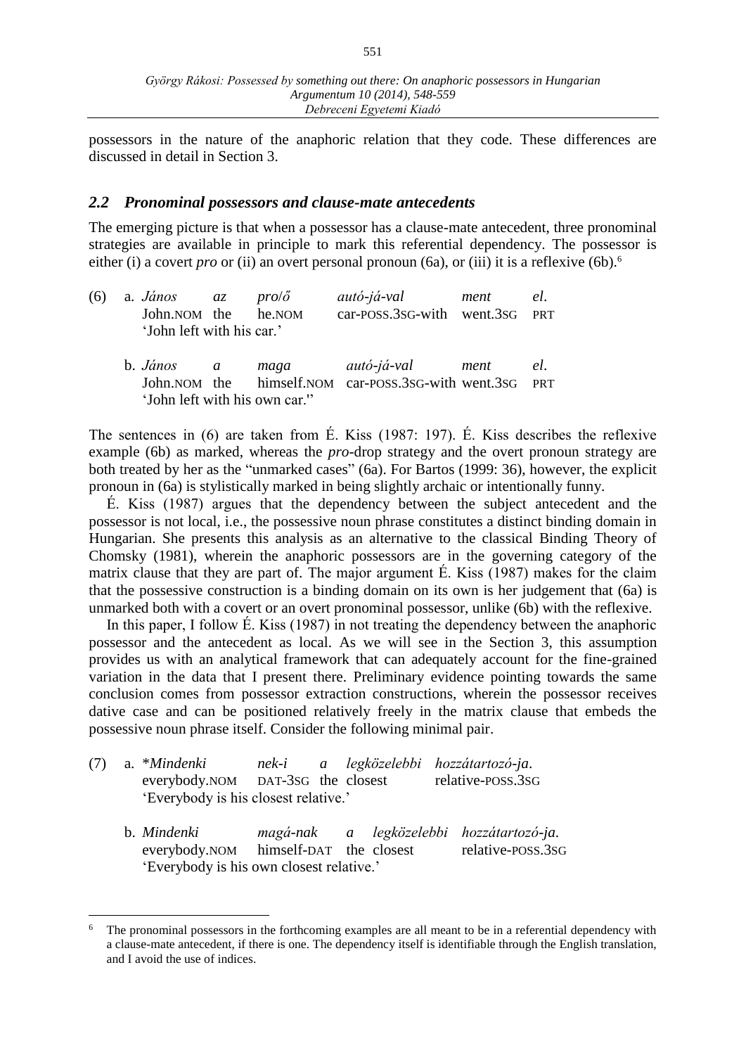possessors in the nature of the anaphoric relation that they code. These differences are discussed in detail in Section 3.

### *2.2 Pronominal possessors and clause-mate antecedents*

The emerging picture is that when a possessor has a clause-mate antecedent, three pronominal strategies are available in principle to mark this referential dependency. The possessor is either (i) a covert *pro* or (ii) an overt personal pronoun (6a), or (iii) it is a reflexive (6b).[6]

(6) a. *János az pro/ő autó-já-val ment el.*
John.NOM the he.NOM car-POSS.3SG-with went.3SG PRT
'John left with his car.'

b. *János a maga autó-já-val ment el.*
John.NOM the himself.NOM car-POSS.3SG-with went.3SG PRT
'John left with his own car.''

The sentences in (6) are taken from É. Kiss (1987: 197). É. Kiss describes the reflexive example (6b) as marked, whereas the *pro*-drop strategy and the overt pronoun strategy are both treated by her as the "unmarked cases" (6a). For Bartos (1999: 36), however, the explicit pronoun in (6a) is stylistically marked in being slightly archaic or intentionally funny.

É. Kiss (1987) argues that the dependency between the subject antecedent and the possessor is not local, i.e., the possessive noun phrase constitutes a distinct binding domain in Hungarian. She presents this analysis as an alternative to the classical Binding Theory of Chomsky (1981), wherein the anaphoric possessors are in the governing category of the matrix clause that they are part of. The major argument É. Kiss (1987) makes for the claim that the possessive construction is a binding domain on its own is her judgement that (6a) is unmarked both with a covert or an overt pronominal possessor, unlike (6b) with the reflexive.

In this paper, I follow É. Kiss (1987) in not treating the dependency between the anaphoric possessor and the antecedent as local. As we will see in the Section 3, this assumption provides us with an analytical framework that can adequately account for the fine-grained variation in the data that I present there. Preliminary evidence pointing towards the same conclusion comes from possessor extraction constructions, wherein the possessor receives dative case and can be positioned relatively freely in the matrix clause that embeds the possessive noun phrase itself. Consider the following minimal pair.

(7) a. \**Mindenki nek-i a legközelebbi hozzátartozó-ja.*
everybody.NOM DAT-3SG the closest relative-POSS.3SG
'Everybody is his closest relative.'

b. *Mindenki magá-nak a legközelebbi hozzátartozó-ja.*
everybody.NOM himself-DAT the closest relative-POSS.3SG
'Everybody is his own closest relative.'

---

[6] The pronominal possessors in the forthcoming examples are all meant to be in a referential dependency with a clause-mate antecedent, if there is one. The dependency itself is identifiable through the English translation, and I avoid the use of indices.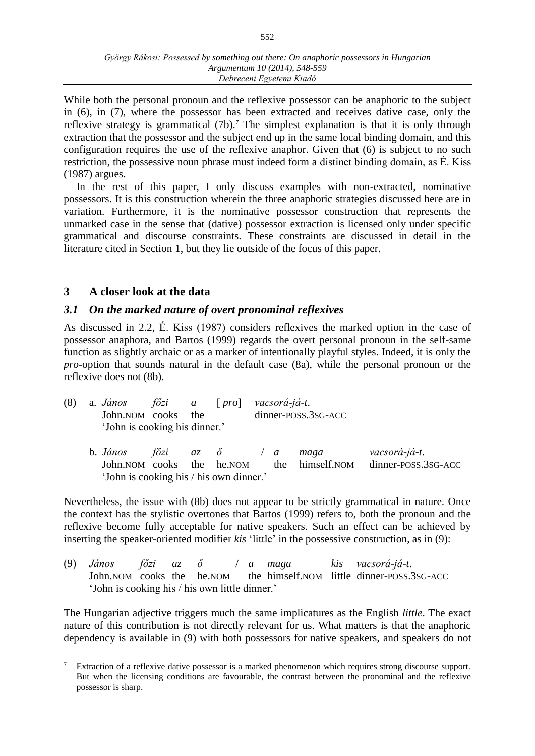While both the personal pronoun and the reflexive possessor can be anaphoric to the subject in (6), in (7), where the possessor has been extracted and receives dative case, only the reflexive strategy is grammatical (7b).[7] The simplest explanation is that it is only through extraction that the possessor and the subject end up in the same local binding domain, and this configuration requires the use of the reflexive anaphor. Given that (6) is subject to no such restriction, the possessive noun phrase must indeed form a distinct binding domain, as É. Kiss (1987) argues.

In the rest of this paper, I only discuss examples with non-extracted, nominative possessors. It is this construction wherein the three anaphoric strategies discussed here are in variation. Furthermore, it is the nominative possessor construction that represents the unmarked case in the sense that (dative) possessor extraction is licensed only under specific grammatical and discourse constraints. These constraints are discussed in detail in the literature cited in Section 1, but they lie outside of the focus of this paper.

## 3 A closer look at the data

### *3.1 On the marked nature of overt pronominal reflexives*

As discussed in 2.2, É. Kiss (1987) considers reflexives the marked option in the case of possessor anaphora, and Bartos (1999) regards the overt personal pronoun in the self-same function as slightly archaic or as a marker of intentionally playful styles. Indeed, it is only the *pro*-option that sounds natural in the default case (8a), while the personal pronoun or the reflexive does not (8b).

(8) a. *János főzi a* [ *pro*] *vacsorá-já-t.*
John.NOM cooks the dinner-POSS.3SG-ACC
'John is cooking his dinner.'

b. *János főzi az ő / a maga vacsorá-já-t.*
John.NOM cooks the he.NOM the himself.NOM dinner-POSS.3SG-ACC
'John is cooking his / his own dinner.'

Nevertheless, the issue with (8b) does not appear to be strictly grammatical in nature. Once the context has the stylistic overtones that Bartos (1999) refers to, both the pronoun and the reflexive become fully acceptable for native speakers. Such an effect can be achieved by inserting the speaker-oriented modifier *kis* 'little' in the possessive construction, as in (9):

(9) *János főzi az ő / a maga kis vacsorá-já-t.*
John.NOM cooks the he.NOM the himself.NOM little dinner-POSS.3SG-ACC
'John is cooking his / his own little dinner.'

The Hungarian adjective triggers much the same implicatures as the English *little*. The exact nature of this contribution is not directly relevant for us. What matters is that the anaphoric dependency is available in (9) with both possessors for native speakers, and speakers do not

---

[7] Extraction of a reflexive dative possessor is a marked phenomenon which requires strong discourse support. But when the licensing conditions are favourable, the contrast between the pronominal and the reflexive possessor is sharp.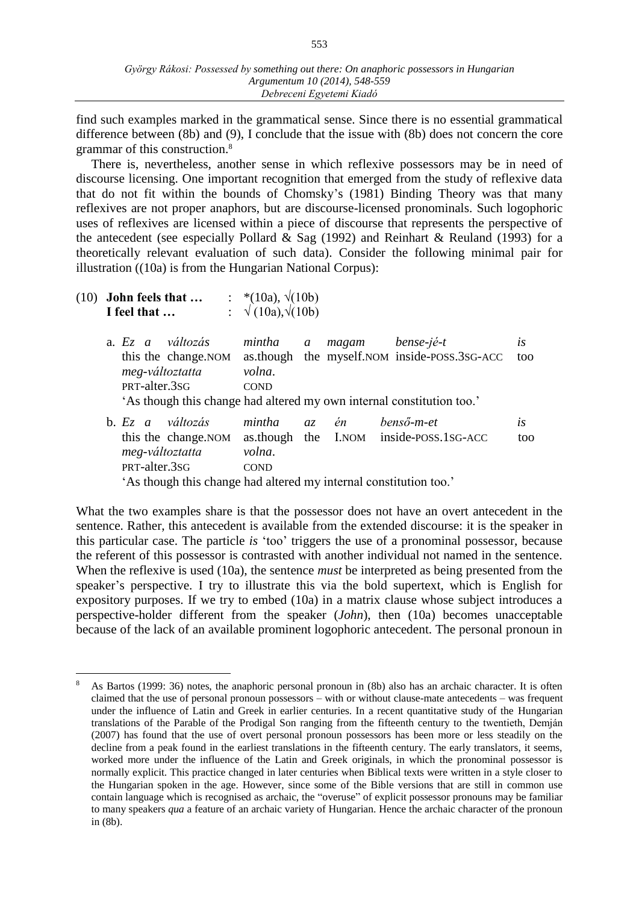find such examples marked in the grammatical sense. Since there is no essential grammatical difference between (8b) and (9), I conclude that the issue with (8b) does not concern the core grammar of this construction.[8]

There is, nevertheless, another sense in which reflexive possessors may be in need of discourse licensing. One important recognition that emerged from the study of reflexive data that do not fit within the bounds of Chomsky's (1981) Binding Theory was that many reflexives are not proper anaphors, but are discourse-licensed pronominals. Such logophoric uses of reflexives are licensed within a piece of discourse that represents the perspective of the antecedent (see especially Pollard & Sag (1992) and Reinhart & Reuland (1993) for a theoretically relevant evaluation of such data). Consider the following minimal pair for illustration ((10a) is from the Hungarian National Corpus):

(10) **John feels that …** : \*(10a), √(10b)
**I feel that …** : √ (10a),√(10b)

a. *Ez a változás mintha a magam bense-jé-t is meg-változtatta volna.*
this the change.NOM as.though the myself.NOM inside-POSS.3SG-ACC too PRT-alter.3SG COND
'As though this change had altered my own internal constitution too.'

b. *Ez a változás mintha az én benső-m-et is meg-változtatta volna.*
this the change.NOM as.though the I.NOM inside-POSS.1SG-ACC too PRT-alter.3SG COND
'As though this change had altered my internal constitution too.'

What the two examples share is that the possessor does not have an overt antecedent in the sentence. Rather, this antecedent is available from the extended discourse: it is the speaker in this particular case. The particle *is* 'too' triggers the use of a pronominal possessor, because the referent of this possessor is contrasted with another individual not named in the sentence. When the reflexive is used (10a), the sentence *must* be interpreted as being presented from the speaker's perspective. I try to illustrate this via the bold supertext, which is English for expository purposes. If we try to embed (10a) in a matrix clause whose subject introduces a perspective-holder different from the speaker (*John*), then (10a) becomes unacceptable because of the lack of an available prominent logophoric antecedent. The personal pronoun in

[8] As Bartos (1999: 36) notes, the anaphoric personal pronoun in (8b) also has an archaic character. It is often claimed that the use of personal pronoun possessors – with or without clause-mate antecedents – was frequent under the influence of Latin and Greek in earlier centuries. In a recent quantitative study of the Hungarian translations of the Parable of the Prodigal Son ranging from the fifteenth century to the twentieth, Demján (2007) has found that the use of overt personal pronoun possessors has been more or less steadily on the decline from a peak found in the earliest translations in the fifteenth century. The early translators, it seems, worked more under the influence of the Latin and Greek originals, in which the pronominal possessor is normally explicit. This practice changed in later centuries when Biblical texts were written in a style closer to the Hungarian spoken in the age. However, since some of the Bible versions that are still in common use contain language which is recognised as archaic, the "overuse" of explicit possessor pronouns may be familiar to many speakers *qua* a feature of an archaic variety of Hungarian. Hence the archaic character of the pronoun in (8b).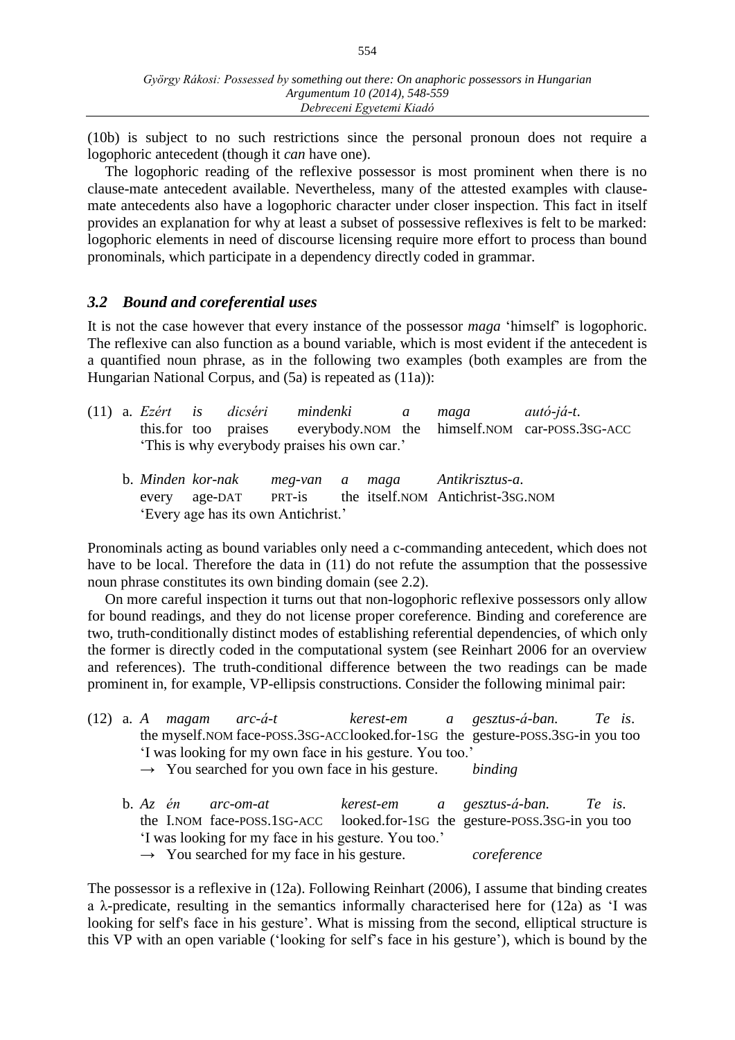(10b) is subject to no such restrictions since the personal pronoun does not require a logophoric antecedent (though it *can* have one).

The logophoric reading of the reflexive possessor is most prominent when there is no clause-mate antecedent available. Nevertheless, many of the attested examples with clause-mate antecedents also have a logophoric character under closer inspection. This fact in itself provides an explanation for why at least a subset of possessive reflexives is felt to be marked: logophoric elements in need of discourse licensing require more effort to process than bound pronominals, which participate in a dependency directly coded in grammar.

### *3.2 Bound and coreferential uses*

It is not the case however that every instance of the possessor *maga* 'himself' is logophoric. The reflexive can also function as a bound variable, which is most evident if the antecedent is a quantified noun phrase, as in the following two examples (both examples are from the Hungarian National Corpus, and (5a) is repeated as (11a)):

(11) a. *Ezért is dicséri mindenki a maga autó-já-t.*
this.for too praises everybody.NOM the himself.NOM car-POSS.3SG-ACC
'This is why everybody praises his own car.'

b. *Minden kor-nak meg-van a maga Antikrisztus-a.*
every age-DAT PRT-is the itself.NOM Antichrist-3SG.NOM
'Every age has its own Antichrist.'

Pronominals acting as bound variables only need a c-commanding antecedent, which does not have to be local. Therefore the data in (11) do not refute the assumption that the possessive noun phrase constitutes its own binding domain (see 2.2).

On more careful inspection it turns out that non-logophoric reflexive possessors only allow for bound readings, and they do not license proper coreference. Binding and coreference are two, truth-conditionally distinct modes of establishing referential dependencies, of which only the former is directly coded in the computational system (see Reinhart 2006 for an overview and references). The truth-conditional difference between the two readings can be made prominent in, for example, VP-ellipsis constructions. Consider the following minimal pair:

(12) a. *A magam arc-á-t kerest-em a gesztus-á-ban. Te is.*
the myself.NOM face-POSS.3SG-ACC looked.for-1SG the gesture-POSS.3SG-in you too
'I was looking for my own face in his gesture. You too.'
→ You searched for you own face in his gesture. *binding*

b. *Az én arc-om-at kerest-em a gesztus-á-ban. Te is.*
the I.NOM face-POSS.1SG-ACC looked.for-1SG the gesture-POSS.3SG-in you too
'I was looking for my face in his gesture. You too.'
→ You searched for my face in his gesture. *coreference*

The possessor is a reflexive in (12a). Following Reinhart (2006), I assume that binding creates a λ-predicate, resulting in the semantics informally characterised here for (12a) as 'I was looking for self's face in his gesture'. What is missing from the second, elliptical structure is this VP with an open variable ('looking for self's face in his gesture'), which is bound by the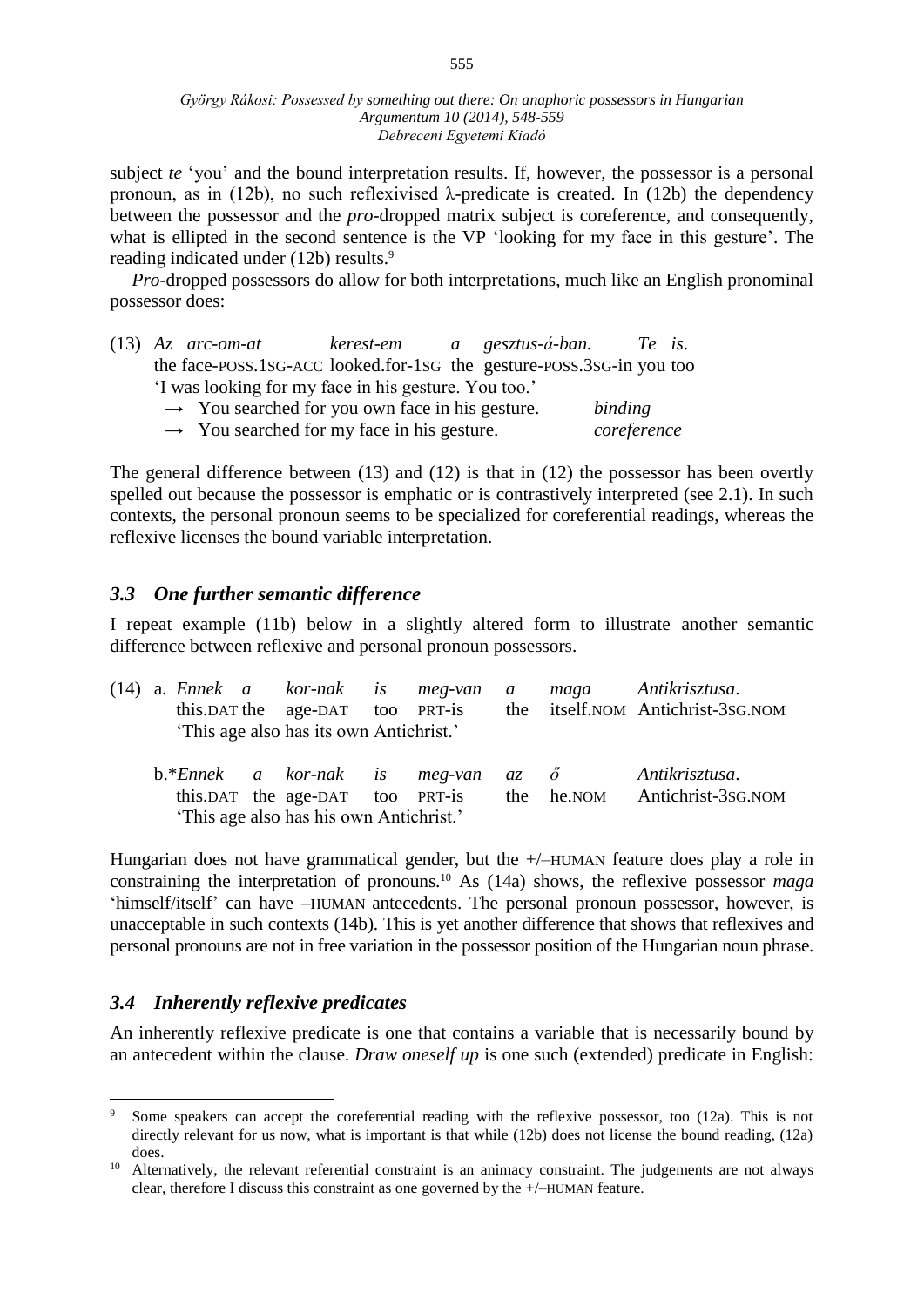subject *te* 'you' and the bound interpretation results. If, however, the possessor is a personal pronoun, as in (12b), no such reflexivised λ-predicate is created. In (12b) the dependency between the possessor and the *pro*-dropped matrix subject is coreference, and consequently, what is ellipted in the second sentence is the VP 'looking for my face in this gesture'. The reading indicated under (12b) results.[9]

*Pro*-dropped possessors do allow for both interpretations, much like an English pronominal possessor does:

(13) *Az arc-om-at kerest-em a gesztus-á-ban. Te is.*
the face-POSS.1SG-ACC looked.for-1SG the gesture-POSS.3SG-in you too
'I was looking for my face in his gesture. You too.'
→ You searched for you own face in his gesture. *binding*
→ You searched for my face in his gesture. *coreference*

The general difference between (13) and (12) is that in (12) the possessor has been overtly spelled out because the possessor is emphatic or is contrastively interpreted (see 2.1). In such contexts, the personal pronoun seems to be specialized for coreferential readings, whereas the reflexive licenses the bound variable interpretation.

### *3.3 One further semantic difference*

I repeat example (11b) below in a slightly altered form to illustrate another semantic difference between reflexive and personal pronoun possessors.

(14) a. *Ennek a kor-nak is meg-van a maga Antikrisztusa.*
this.DAT the age-DAT too PRT-is the itself.NOM Antichrist-3SG.NOM
'This age also has its own Antichrist.'

b.\**Ennek a kor-nak is meg-van az ő Antikrisztusa.*
this.DAT the age-DAT too PRT-is the he.NOM Antichrist-3SG.NOM
'This age also has his own Antichrist.'

Hungarian does not have grammatical gender, but the +/–HUMAN feature does play a role in constraining the interpretation of pronouns.[10] As (14a) shows, the reflexive possessor *maga* 'himself/itself' can have –HUMAN antecedents. The personal pronoun possessor, however, is unacceptable in such contexts (14b). This is yet another difference that shows that reflexives and personal pronouns are not in free variation in the possessor position of the Hungarian noun phrase.

### *3.4 Inherently reflexive predicates*

An inherently reflexive predicate is one that contains a variable that is necessarily bound by an antecedent within the clause. *Draw oneself up* is one such (extended) predicate in English:

---

[9] Some speakers can accept the coreferential reading with the reflexive possessor, too (12a). This is not directly relevant for us now, what is important is that while (12b) does not license the bound reading, (12a) does.

[10] Alternatively, the relevant referential constraint is an animacy constraint. The judgements are not always clear, therefore I discuss this constraint as one governed by the +/–HUMAN feature.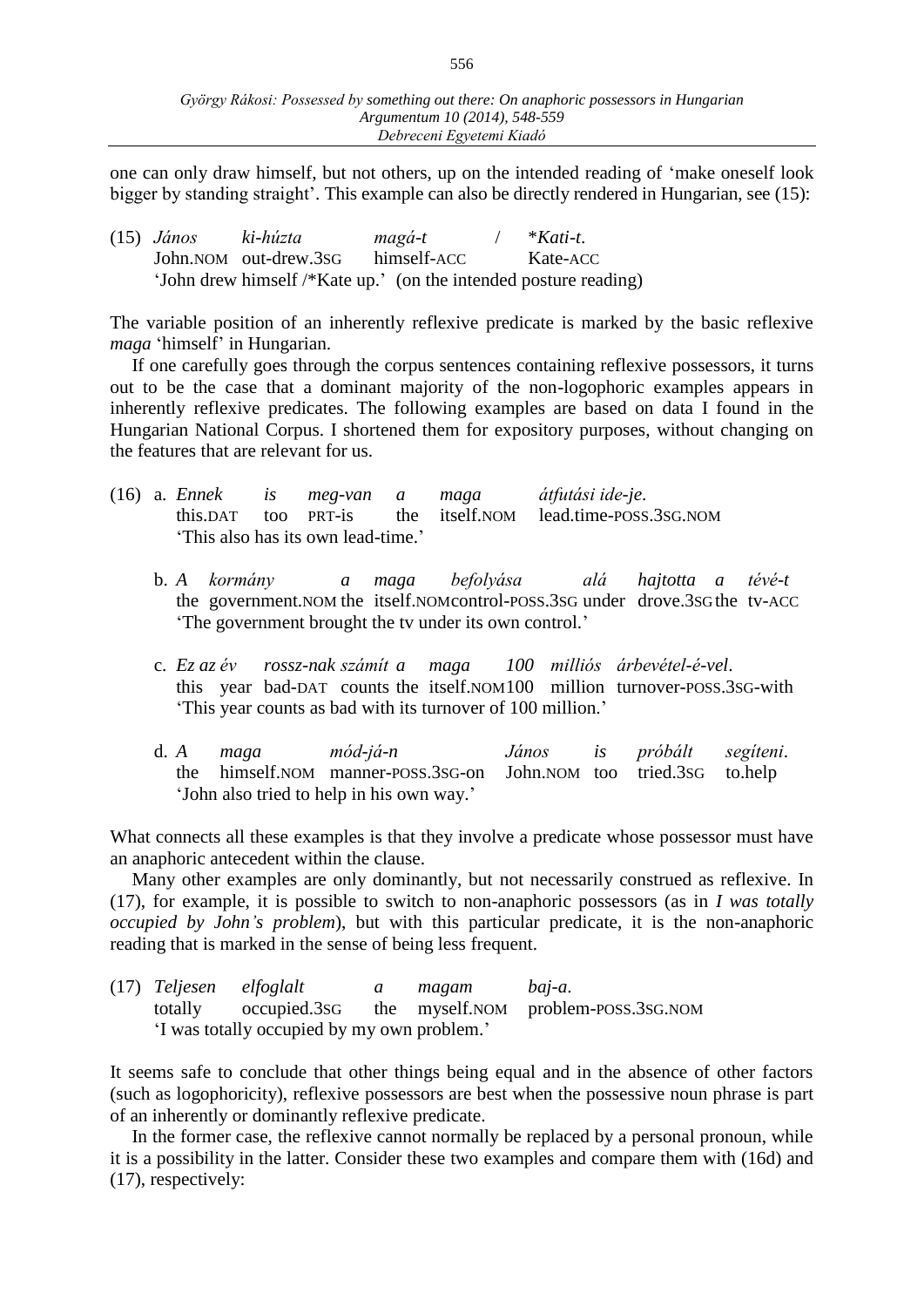one can only draw himself, but not others, up on the intended reading of 'make oneself look bigger by standing straight'. This example can also be directly rendered in Hungarian, see (15):

(15) *János* *ki-húzta* *magá-t* / \**Kati-t*.
John.NOM out-drew.3SG himself-ACC Kate-ACC
'John drew himself /\*Kate up.' (on the intended posture reading)

The variable position of an inherently reflexive predicate is marked by the basic reflexive *maga* 'himself' in Hungarian.

If one carefully goes through the corpus sentences containing reflexive possessors, it turns out to be the case that a dominant majority of the non-logophoric examples appears in inherently reflexive predicates. The following examples are based on data I found in the Hungarian National Corpus. I shortened them for expository purposes, without changing on the features that are relevant for us.

(16) a. *Ennek* *is* *meg-van* *a* *maga* *átfutási* *ide-je*.
this.DAT too PRT-is the itself.NOM lead.time-POSS.3SG.NOM
'This also has its own lead-time.'

b. *A* *kormány* *a* *maga* *befolyása* *alá* *hajtotta* *a* *tévé-t*
the government.NOM the itself.NOM control-POSS.3SG under drove.3SG the tv-ACC
'The government brought the tv under its own control.'

c. *Ez az év* *rossz-nak számít a* *maga* *100* *milliós* *árbevétel-é-vel*.
this year bad-DAT counts the itself.NOM 100 million turnover-POSS.3SG-with
'This year counts as bad with its turnover of 100 million.'

d. *A* *maga* *mód-já-n* *János* *is* *próbált* *segíteni*.
the himself.NOM manner-POSS.3SG-on John.NOM too tried.3SG to.help
'John also tried to help in his own way.'

What connects all these examples is that they involve a predicate whose possessor must have an anaphoric antecedent within the clause.

Many other examples are only dominantly, but not necessarily construed as reflexive. In (17), for example, it is possible to switch to non-anaphoric possessors (as in *I was totally occupied by John's problem*), but with this particular predicate, it is the non-anaphoric reading that is marked in the sense of being less frequent.

(17) *Teljesen* *elfoglalt* *a* *magam* *baj-a*.
totally occupied.3SG the myself.NOM problem-POSS.3SG.NOM
'I was totally occupied by my own problem.'

It seems safe to conclude that other things being equal and in the absence of other factors (such as logophoricity), reflexive possessors are best when the possessive noun phrase is part of an inherently or dominantly reflexive predicate.

In the former case, the reflexive cannot normally be replaced by a personal pronoun, while it is a possibility in the latter. Consider these two examples and compare them with (16d) and (17), respectively: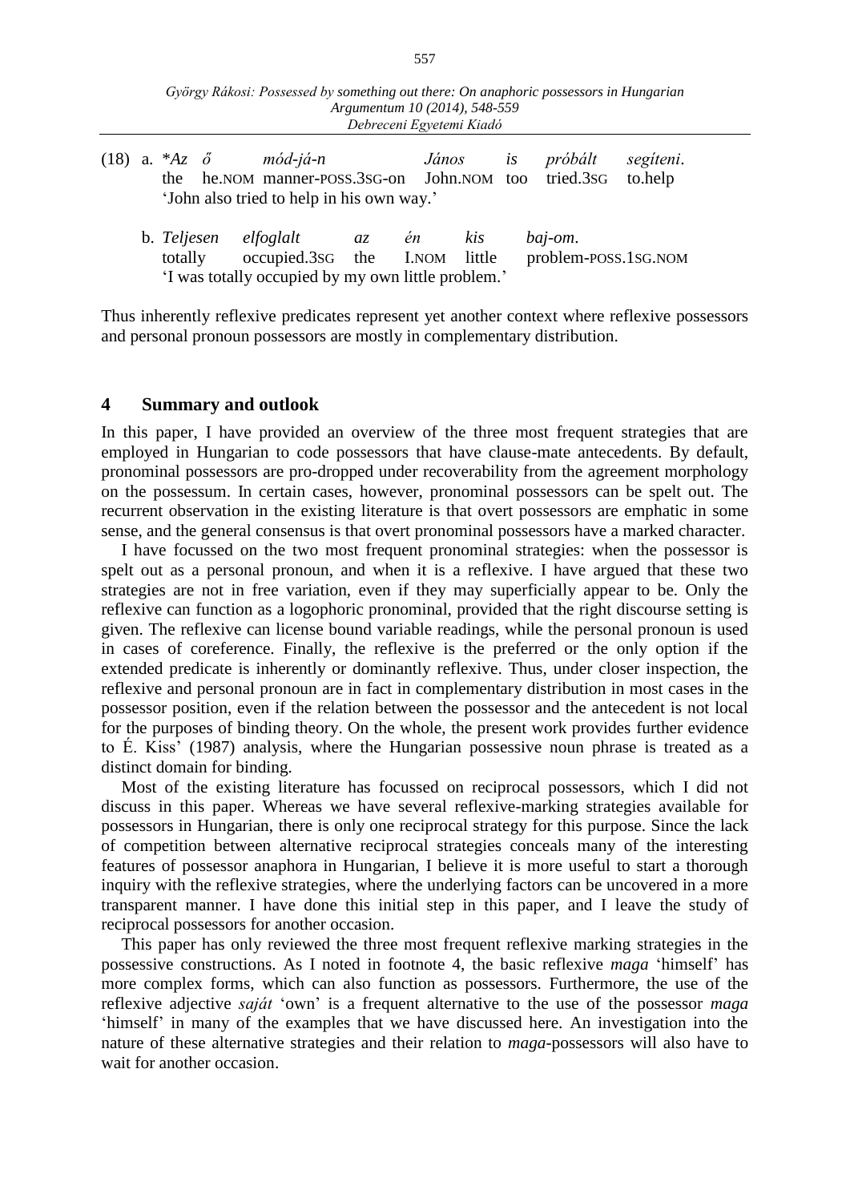(18) a. *Az ő mód-já-n János is próbált segíteni.
the he.NOM manner-POSS.3SG-on John.NOM too tried.3SG to.help
'John also tried to help in his own way.'

b. Teljesen elfoglalt az én kis baj-om.
totally occupied.3SG the I.NOM little problem-POSS.1SG.NOM
'I was totally occupied by my own little problem.'

Thus inherently reflexive predicates represent yet another context where reflexive possessors and personal pronoun possessors are mostly in complementary distribution.

## 4 Summary and outlook

In this paper, I have provided an overview of the three most frequent strategies that are employed in Hungarian to code possessors that have clause-mate antecedents. By default, pronominal possessors are pro-dropped under recoverability from the agreement morphology on the possessum. In certain cases, however, pronominal possessors can be spelt out. The recurrent observation in the existing literature is that overt possessors are emphatic in some sense, and the general consensus is that overt pronominal possessors have a marked character.

I have focussed on the two most frequent pronominal strategies: when the possessor is spelt out as a personal pronoun, and when it is a reflexive. I have argued that these two strategies are not in free variation, even if they may superficially appear to be. Only the reflexive can function as a logophoric pronominal, provided that the right discourse setting is given. The reflexive can license bound variable readings, while the personal pronoun is used in cases of coreference. Finally, the reflexive is the preferred or the only option if the extended predicate is inherently or dominantly reflexive. Thus, under closer inspection, the reflexive and personal pronoun are in fact in complementary distribution in most cases in the possessor position, even if the relation between the possessor and the antecedent is not local for the purposes of binding theory. On the whole, the present work provides further evidence to É. Kiss' (1987) analysis, where the Hungarian possessive noun phrase is treated as a distinct domain for binding.

Most of the existing literature has focussed on reciprocal possessors, which I did not discuss in this paper. Whereas we have several reflexive-marking strategies available for possessors in Hungarian, there is only one reciprocal strategy for this purpose. Since the lack of competition between alternative reciprocal strategies conceals many of the interesting features of possessor anaphora in Hungarian, I believe it is more useful to start a thorough inquiry with the reflexive strategies, where the underlying factors can be uncovered in a more transparent manner. I have done this initial step in this paper, and I leave the study of reciprocal possessors for another occasion.

This paper has only reviewed the three most frequent reflexive marking strategies in the possessive constructions. As I noted in footnote 4, the basic reflexive *maga* 'himself' has more complex forms, which can also function as possessors. Furthermore, the use of the reflexive adjective *saját* 'own' is a frequent alternative to the use of the possessor *maga* 'himself' in many of the examples that we have discussed here. An investigation into the nature of these alternative strategies and their relation to *maga*-possessors will also have to wait for another occasion.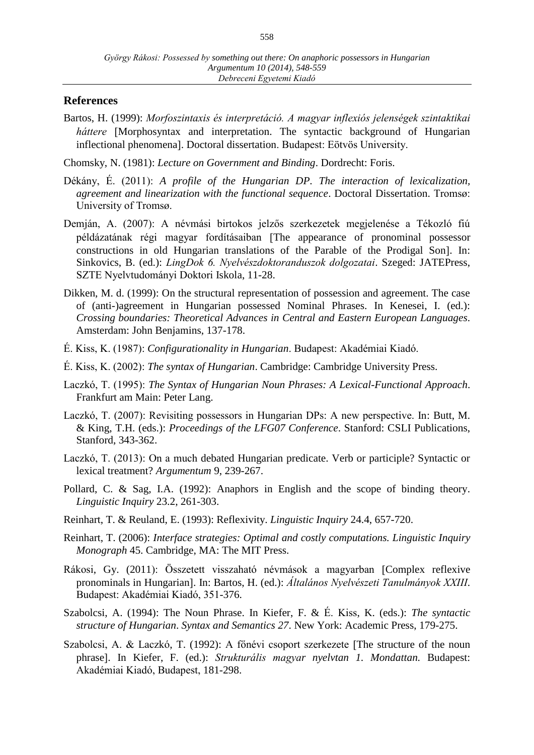## References

Bartos, H. (1999): *Morfoszintaxis és interpretáció. A magyar inflexiós jelenségek szintaktikai háttere* [Morphosyntax and interpretation. The syntactic background of Hungarian inflectional phenomena]. Doctoral dissertation. Budapest: Eötvös University.

Chomsky, N. (1981): *Lecture on Government and Binding*. Dordrecht: Foris.

Dékány, É. (2011): *A profile of the Hungarian DP. The interaction of lexicalization, agreement and linearization with the functional sequence*. Doctoral Dissertation. Tromsø: University of Tromsø.

Demján, A. (2007): A névmási birtokos jelzős szerkezetek megjelenése a Tékozló fiú példázatának régi magyar fordításaiban [The appearance of pronominal possessor constructions in old Hungarian translations of the Parable of the Prodigal Son]. In: Sinkovics, B. (ed.): *LingDok 6. Nyelvészdoktoranduszok dolgozatai*. Szeged: JATEPress, SZTE Nyelvtudományi Doktori Iskola, 11-28.

Dikken, M. d. (1999): On the structural representation of possession and agreement. The case of (anti-)agreement in Hungarian possessed Nominal Phrases. In Kenesei, I. (ed.): *Crossing boundaries: Theoretical Advances in Central and Eastern European Languages*. Amsterdam: John Benjamins, 137-178.

É. Kiss, K. (1987): *Configurationality in Hungarian*. Budapest: Akadémiai Kiadó.

É. Kiss, K. (2002): *The syntax of Hungarian*. Cambridge: Cambridge University Press.

Laczkó, T. (1995): *The Syntax of Hungarian Noun Phrases: A Lexical-Functional Approach*. Frankfurt am Main: Peter Lang.

Laczkó, T. (2007): Revisiting possessors in Hungarian DPs: A new perspective. In: Butt, M. & King, T.H. (eds.): *Proceedings of the LFG07 Conference*. Stanford: CSLI Publications, Stanford, 343-362.

Laczkó, T. (2013): On a much debated Hungarian predicate. Verb or participle? Syntactic or lexical treatment? *Argumentum* 9, 239-267.

Pollard, C. & Sag, I.A. (1992): Anaphors in English and the scope of binding theory. *Linguistic Inquiry* 23.2, 261-303.

Reinhart, T. & Reuland, E. (1993): Reflexivity. *Linguistic Inquiry* 24.4, 657-720.

Reinhart, T. (2006): *Interface strategies: Optimal and costly computations. Linguistic Inquiry Monograph* 45. Cambridge, MA: The MIT Press.

Rákosi, Gy. (2011): Összetett visszaható névmások a magyarban [Complex reflexive pronominals in Hungarian]. In: Bartos, H. (ed.): *Általános Nyelvészeti Tanulmányok XXIII*. Budapest: Akadémiai Kiadó, 351-376.

Szabolcsi, A. (1994): The Noun Phrase. In Kiefer, F. & É. Kiss, K. (eds.): *The syntactic structure of Hungarian*. *Syntax and Semantics 27*. New York: Academic Press, 179-275.

Szabolcsi, A. & Laczkó, T. (1992): A főnévi csoport szerkezete [The structure of the noun phrase]. In Kiefer, F. (ed.): *Strukturális magyar nyelvtan 1. Mondattan.* Budapest: Akadémiai Kiadó, Budapest, 181-298.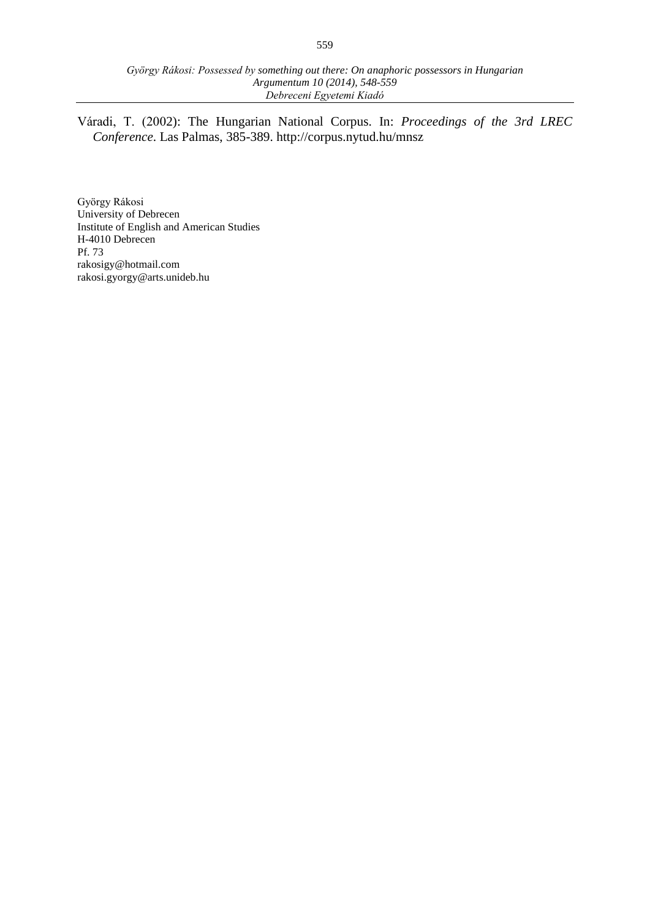Váradi, T. (2002): The Hungarian National Corpus. In: *Proceedings of the 3rd LREC Conference*. Las Palmas, 385-389. http://corpus.nytud.hu/mnsz

György Rákosi
University of Debrecen
Institute of English and American Studies
H-4010 Debrecen
Pf. 73
rakosigy@hotmail.com
rakosi.gyorgy@arts.unideb.hu